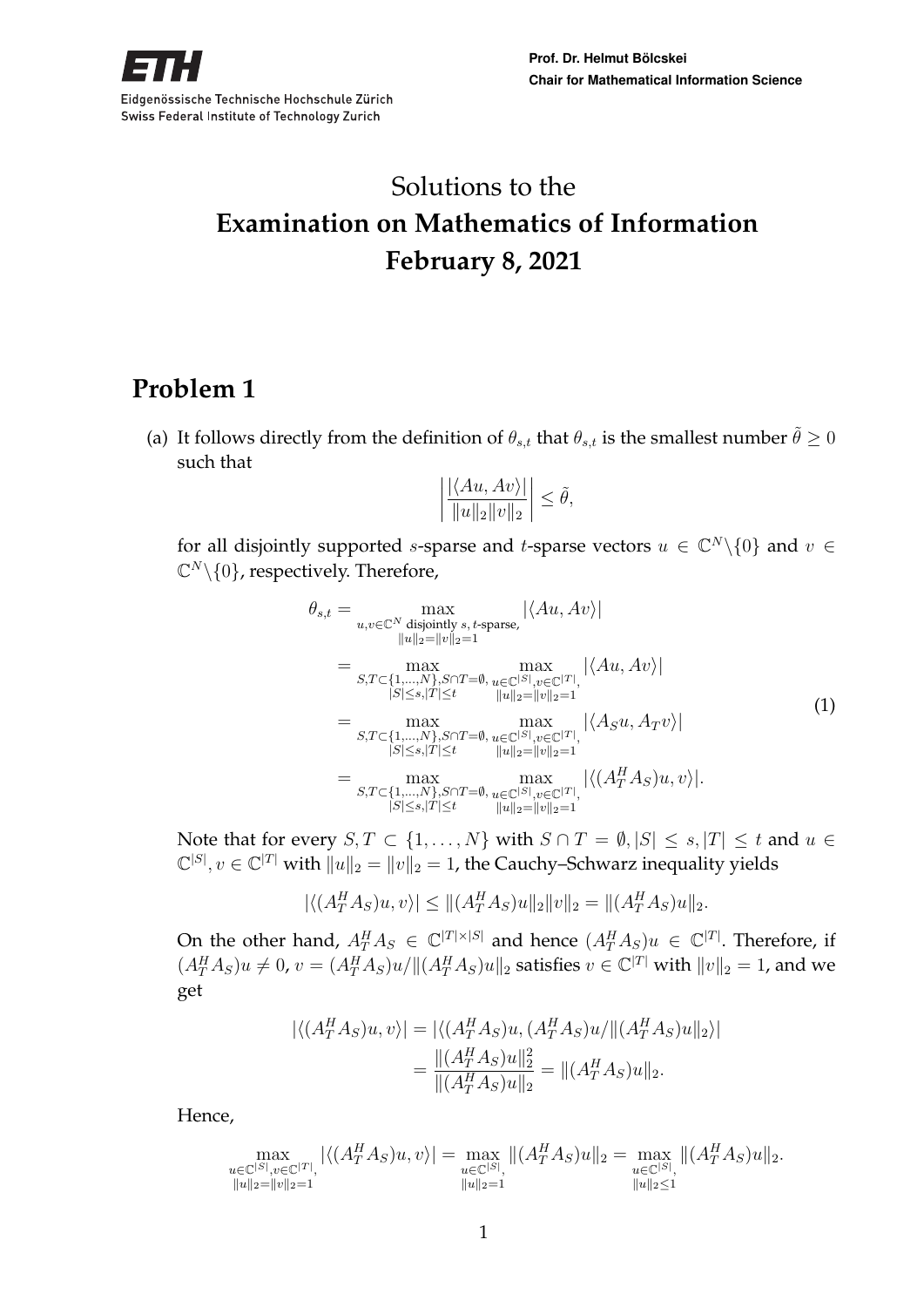# Solutions to the
# Examination on Mathematics of Information
# February 8, 2021

## Problem 1

(a) It follows directly from the definition of $\theta_{s,t}$ that $\theta_{s,t}$ is the smallest number $\tilde{\theta} \geq 0$ such that

$$\left| \frac{|\langle Au, Av \rangle|}{\|u\|_2 \|v\|_2} \right| \leq \tilde{\theta},$$

for all disjointly supported $s$-sparse and $t$-sparse vectors $u \in \mathbb{C}^N \backslash \{0\}$ and $v \in \mathbb{C}^N \backslash \{0\}$, respectively. Therefore,

$$\begin{aligned}
\theta_{s,t} &= \max_{\substack{u,v \in \mathbb{C}^N \text{ disjointly } s,t\text{-sparse,} \\ \|u\|_2 = \|v\|_2 = 1}} |\langle Au, Av \rangle| \\
&= \max_{\substack{S,T \subset \{1,\dots,N\}, S \cap T = \emptyset, \\ |S| \leq s, |T| \leq t}} \max_{\substack{u \in \mathbb{C}^{|S|}, v \in \mathbb{C}^{|T|}, \\ \|u\|_2 = \|v\|_2 = 1}} |\langle Au, Av \rangle| \\
&= \max_{\substack{S,T \subset \{1,\dots,N\}, S \cap T = \emptyset, \\ |S| \leq s, |T| \leq t}} \max_{\substack{u \in \mathbb{C}^{|S|}, v \in \mathbb{C}^{|T|}, \\ \|u\|_2 = \|v\|_2 = 1}} |\langle A_S u, A_T v \rangle| \\
&= \max_{\substack{S,T \subset \{1,\dots,N\}, S \cap T = \emptyset, \\ |S| \leq s, |T| \leq t}} \max_{\substack{u \in \mathbb{C}^{|S|}, v \in \mathbb{C}^{|T|}, \\ \|u\|_2 = \|v\|_2 = 1}} |\langle (A_T^H A_S) u, v \rangle|.
\end{aligned} \tag{1}$$

Note that for every $S, T \subset \{1, \dots, N\}$ with $S \cap T = \emptyset, |S| \leq s, |T| \leq t$ and $u \in \mathbb{C}^{|S|}, v \in \mathbb{C}^{|T|}$ with $\|u\|_2 = \|v\|_2 = 1$, the Cauchy–Schwarz inequality yields

$$|\langle (A_T^H A_S) u, v \rangle| \leq \|(A_T^H A_S) u\|_2 \|v\|_2 = \|(A_T^H A_S) u\|_2.$$

On the other hand, $A_T^H A_S \in \mathbb{C}^{|T| \times |S|}$ and hence $(A_T^H A_S) u \in \mathbb{C}^{|T|}$. Therefore, if $(A_T^H A_S) u \neq 0$, $v = (A_T^H A_S) u / \|(A_T^H A_S) u\|_2$ satisfies $v \in \mathbb{C}^{|T|}$ with $\|v\|_2 = 1$, and we get

$$\begin{aligned}
|\langle (A_T^H A_S) u, v \rangle| &= |\langle (A_T^H A_S) u, (A_T^H A_S) u / \|(A_T^H A_S) u\|_2 \rangle| \\
&= \frac{\|(A_T^H A_S) u\|_2^2}{\|(A_T^H A_S) u\|_2} = \|(A_T^H A_S) u\|_2.
\end{aligned}$$

Hence,

$$\max_{\substack{u \in \mathbb{C}^{|S|}, v \in \mathbb{C}^{|T|}, \\ \|u\|_2 = \|v\|_2 = 1}} |\langle (A_T^H A_S) u, v \rangle| = \max_{\substack{u \in \mathbb{C}^{|S|}, \\ \|u\|_2 = 1}} \|(A_T^H A_S) u\|_2 = \max_{\substack{u \in \mathbb{C}^{|S|}, \\ \|u\|_2 \leq 1}} \|(A_T^H A_S) u\|_2.$$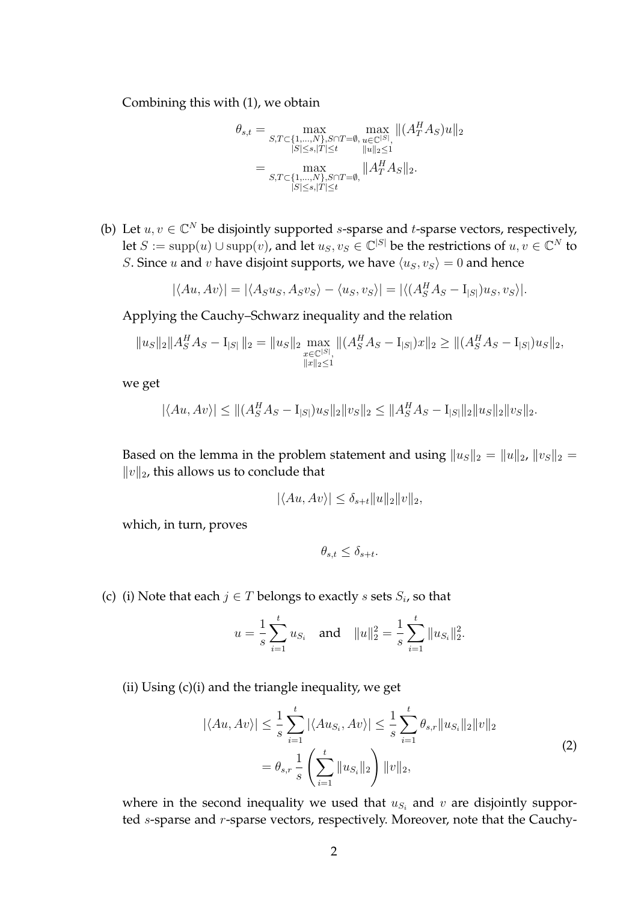Combining this with (1), we obtain

$$\theta_{s,t} = \max_{\substack{S,T \subset \{1,\ldots,N\}, S \cap T = \emptyset, \\ |S| \leq s, |T| \leq t}} \max_{\substack{u \in \mathbb{C}^{|S|}, \\ \|u\|_2 \leq 1}} \|(A_T^H A_S)u\|_2$$
$$= \max_{\substack{S,T \subset \{1,\ldots,N\}, S \cap T = \emptyset, \\ |S| \leq s, |T| \leq t}} \|A_T^H A_S\|_2.$$

(b) Let $u, v \in \mathbb{C}^N$ be disjointly supported $s$-sparse and $t$-sparse vectors, respectively, let $S := \operatorname{supp}(u) \cup \operatorname{supp}(v)$, and let $u_S, v_S \in \mathbb{C}^{|S|}$ be the restrictions of $u, v \in \mathbb{C}^N$ to $S$. Since $u$ and $v$ have disjoint supports, we have $\langle u_S, v_S \rangle = 0$ and hence

$$|\langle Au, Av \rangle| = |\langle A_S u_S, A_S v_S \rangle - \langle u_S, v_S \rangle| = |\langle (A_S^H A_S - \mathrm{I}_{|S|}) u_S, v_S \rangle|.$$

Applying the Cauchy–Schwarz inequality and the relation

$$\|u_S\|_2 \|A_S^H A_S - \mathrm{I}_{|S|}\|_2 = \|u_S\|_2 \max_{\substack{x \in \mathbb{C}^{|S|}, \\ \|x\|_2 \leq 1}} \|(A_S^H A_S - \mathrm{I}_{|S|})x\|_2 \geq \|(A_S^H A_S - \mathrm{I}_{|S|})u_S\|_2,$$

we get

$$|\langle Au, Av \rangle| \leq \|(A_S^H A_S - \mathrm{I}_{|S|})u_S\|_2 \|v_S\|_2 \leq \|A_S^H A_S - \mathrm{I}_{|S|}\|_2 \|u_S\|_2 \|v_S\|_2.$$

Based on the lemma in the problem statement and using $\|u_S\|_2 = \|u\|_2$, $\|v_S\|_2 = \|v\|_2$, this allows us to conclude that

$$|\langle Au, Av \rangle| \leq \delta_{s+t} \|u\|_2 \|v\|_2,$$

which, in turn, proves

$$\theta_{s,t} \leq \delta_{s+t}.$$

(c) (i) Note that each $j \in T$ belongs to exactly $s$ sets $S_i$, so that

$$u = \frac{1}{s} \sum_{i=1}^{t} u_{S_i} \quad \text{and} \quad \|u\|_2^2 = \frac{1}{s} \sum_{i=1}^{t} \|u_{S_i}\|_2^2.$$

(ii) Using (c)(i) and the triangle inequality, we get

$$\begin{aligned} |\langle Au, Av \rangle| &\leq \frac{1}{s} \sum_{i=1}^{t} |\langle Au_{S_i}, Av \rangle| \leq \frac{1}{s} \sum_{i=1}^{t} \theta_{s,r} \|u_{S_i}\|_2 \|v\|_2 \\ &= \theta_{s,r} \frac{1}{s} \left( \sum_{i=1}^{t} \|u_{S_i}\|_2 \right) \|v\|_2, \end{aligned} \tag{2}$$

where in the second inequality we used that $u_{S_i}$ and $v$ are disjointly supported $s$-sparse and $r$-sparse vectors, respectively. Moreover, note that the Cauchy-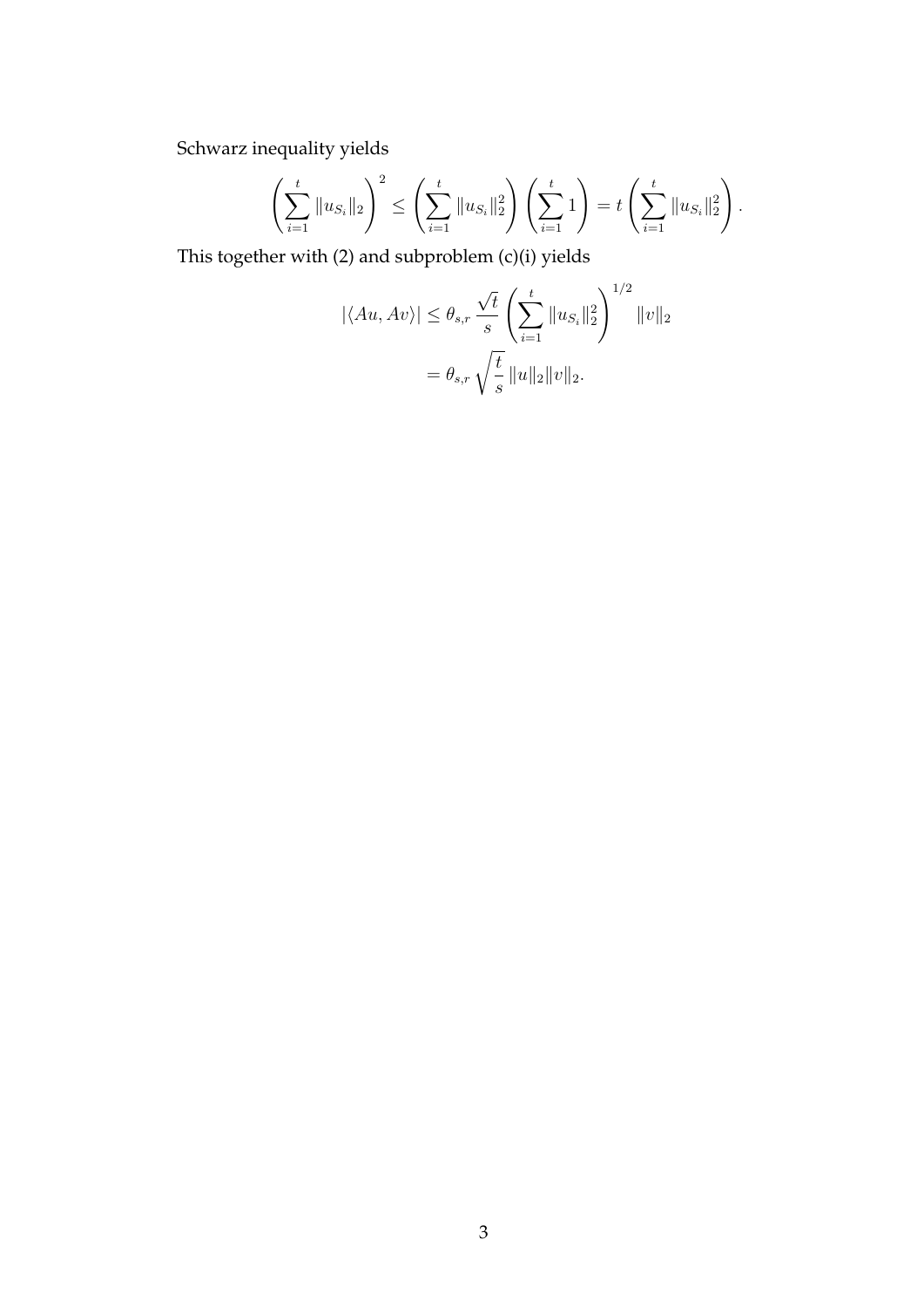Schwarz inequality yields

$$\left(\sum_{i=1}^{t} \|u_{S_i}\|_2\right)^2 \leq \left(\sum_{i=1}^{t} \|u_{S_i}\|_2^2\right)\left(\sum_{i=1}^{t} 1\right) = t\left(\sum_{i=1}^{t} \|u_{S_i}\|_2^2\right).$$

This together with (2) and subproblem (c)(i) yields

$$\begin{aligned}
|\langle Au, Av\rangle| &\leq \theta_{s,r}\,\frac{\sqrt{t}}{s}\left(\sum_{i=1}^{t} \|u_{S_i}\|_2^2\right)^{1/2} \|v\|_2 \\
&= \theta_{s,r}\,\sqrt{\frac{t}{s}}\,\|u\|_2\|v\|_2.
\end{aligned}$$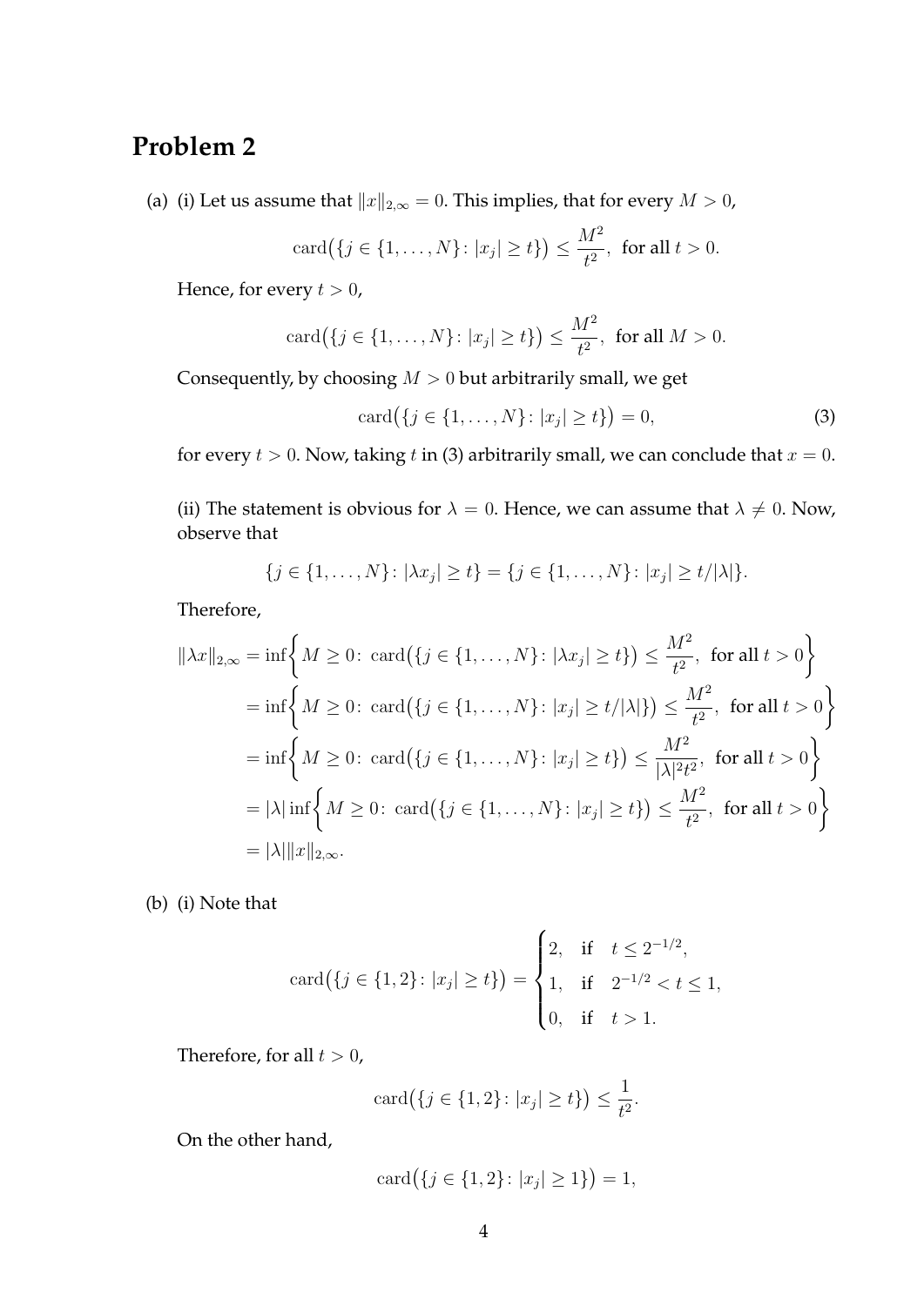## Problem 2

(a) (i) Let us assume that $\|x\|_{2,\infty} = 0$. This implies, that for every $M > 0$,

$$\operatorname{card}\big(\{j \in \{1, \ldots, N\} \colon |x_j| \geq t\}\big) \leq \frac{M^2}{t^2}, \text{ for all } t > 0.$$

Hence, for every $t > 0$,

$$\operatorname{card}\big(\{j \in \{1, \ldots, N\} \colon |x_j| \geq t\}\big) \leq \frac{M^2}{t^2}, \text{ for all } M > 0.$$

Consequently, by choosing $M > 0$ but arbitrarily small, we get

$$\operatorname{card}\big(\{j \in \{1, \ldots, N\} \colon |x_j| \geq t\}\big) = 0, \tag{3}$$

for every $t > 0$. Now, taking $t$ in (3) arbitrarily small, we can conclude that $x = 0$.

(ii) The statement is obvious for $\lambda = 0$. Hence, we can assume that $\lambda \neq 0$. Now, observe that

$$\{j \in \{1, \ldots, N\} \colon |\lambda x_j| \geq t\} = \{j \in \{1, \ldots, N\} \colon |x_j| \geq t/|\lambda|\}.$$

Therefore,

$$\begin{aligned}
\|\lambda x\|_{2,\infty} &= \inf\left\{ M \geq 0 \colon \operatorname{card}\big(\{j \in \{1, \ldots, N\} \colon |\lambda x_j| \geq t\}\big) \leq \frac{M^2}{t^2}, \text{ for all } t > 0 \right\} \\
&= \inf\left\{ M \geq 0 \colon \operatorname{card}\big(\{j \in \{1, \ldots, N\} \colon |x_j| \geq t/|\lambda|\}\big) \leq \frac{M^2}{t^2}, \text{ for all } t > 0 \right\} \\
&= \inf\left\{ M \geq 0 \colon \operatorname{card}\big(\{j \in \{1, \ldots, N\} \colon |x_j| \geq t\}\big) \leq \frac{M^2}{|\lambda|^2 t^2}, \text{ for all } t > 0 \right\} \\
&= |\lambda| \inf\left\{ M \geq 0 \colon \operatorname{card}\big(\{j \in \{1, \ldots, N\} \colon |x_j| \geq t\}\big) \leq \frac{M^2}{t^2}, \text{ for all } t > 0 \right\} \\
&= |\lambda| \|x\|_{2,\infty}.
\end{aligned}$$

(b) (i) Note that

$$\operatorname{card}\big(\{j \in \{1, 2\} \colon |x_j| \geq t\}\big) = \begin{cases} 2, & \text{if } \quad t \leq 2^{-1/2}, \\ 1, & \text{if } \quad 2^{-1/2} < t \leq 1, \\ 0, & \text{if } \quad t > 1. \end{cases}$$

Therefore, for all $t > 0$,

$$\operatorname{card}\big(\{j \in \{1, 2\} \colon |x_j| \geq t\}\big) \leq \frac{1}{t^2}.$$

On the other hand,

$$\operatorname{card}\big(\{j \in \{1, 2\} \colon |x_j| \geq 1\}\big) = 1,$$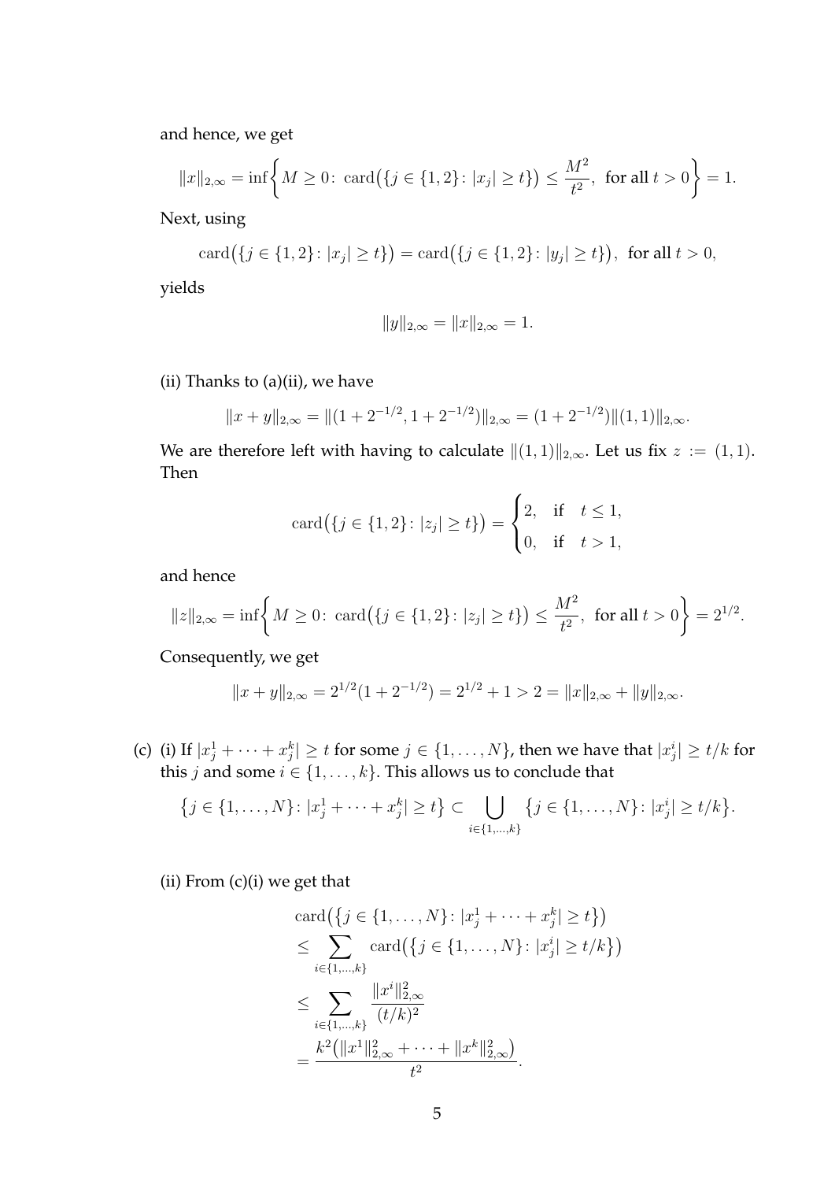and hence, we get

$$\|x\|_{2,\infty} = \inf\left\{ M \geq 0 \colon \operatorname{card}\big(\{j \in \{1,2\} \colon |x_j| \geq t\}\big) \leq \frac{M^2}{t^2}, \text{ for all } t > 0 \right\} = 1.$$

Next, using

$$\operatorname{card}\big(\{j \in \{1,2\} \colon |x_j| \geq t\}\big) = \operatorname{card}\big(\{j \in \{1,2\} \colon |y_j| \geq t\}\big), \text{ for all } t > 0,$$

yields

$$\|y\|_{2,\infty} = \|x\|_{2,\infty} = 1.$$

(ii) Thanks to (a)(ii), we have

$$\|x+y\|_{2,\infty} = \|(1+2^{-1/2}, 1+2^{-1/2})\|_{2,\infty} = (1+2^{-1/2})\|(1,1)\|_{2,\infty}.$$

We are therefore left with having to calculate $\|(1,1)\|_{2,\infty}$. Let us fix $z := (1,1)$. Then

$$\operatorname{card}\big(\{j \in \{1,2\} \colon |z_j| \geq t\}\big) = \begin{cases} 2, & \text{if } \quad t \leq 1, \\ 0, & \text{if } \quad t > 1, \end{cases}$$

and hence

$$\|z\|_{2,\infty} = \inf\left\{ M \geq 0 \colon \operatorname{card}\big(\{j \in \{1,2\} \colon |z_j| \geq t\}\big) \leq \frac{M^2}{t^2}, \text{ for all } t > 0 \right\} = 2^{1/2}.$$

Consequently, we get

$$\|x+y\|_{2,\infty} = 2^{1/2}(1+2^{-1/2}) = 2^{1/2} + 1 > 2 = \|x\|_{2,\infty} + \|y\|_{2,\infty}.$$

(c) (i) If $|x_j^1 + \cdots + x_j^k| \geq t$ for some $j \in \{1, \ldots, N\}$, then we have that $|x_j^i| \geq t/k$ for this $j$ and some $i \in \{1, \ldots, k\}$. This allows us to conclude that

$$\big\{j \in \{1, \ldots, N\} \colon |x_j^1 + \cdots + x_j^k| \geq t\big\} \subset \bigcup_{i \in \{1, \ldots, k\}} \big\{j \in \{1, \ldots, N\} \colon |x_j^i| \geq t/k\big\}.$$

(ii) From (c)(i) we get that

$$\begin{aligned}
&\operatorname{card}\big(\big\{j \in \{1, \ldots, N\} \colon |x_j^1 + \cdots + x_j^k| \geq t\big\}\big) \\
&\leq \sum_{i \in \{1, \ldots, k\}} \operatorname{card}\big(\big\{j \in \{1, \ldots, N\} \colon |x_j^i| \geq t/k\big\}\big) \\
&\leq \sum_{i \in \{1, \ldots, k\}} \frac{\|x^i\|_{2,\infty}^2}{(t/k)^2} \\
&= \frac{k^2\big(\|x^1\|_{2,\infty}^2 + \cdots + \|x^k\|_{2,\infty}^2\big)}{t^2}.
\end{aligned}$$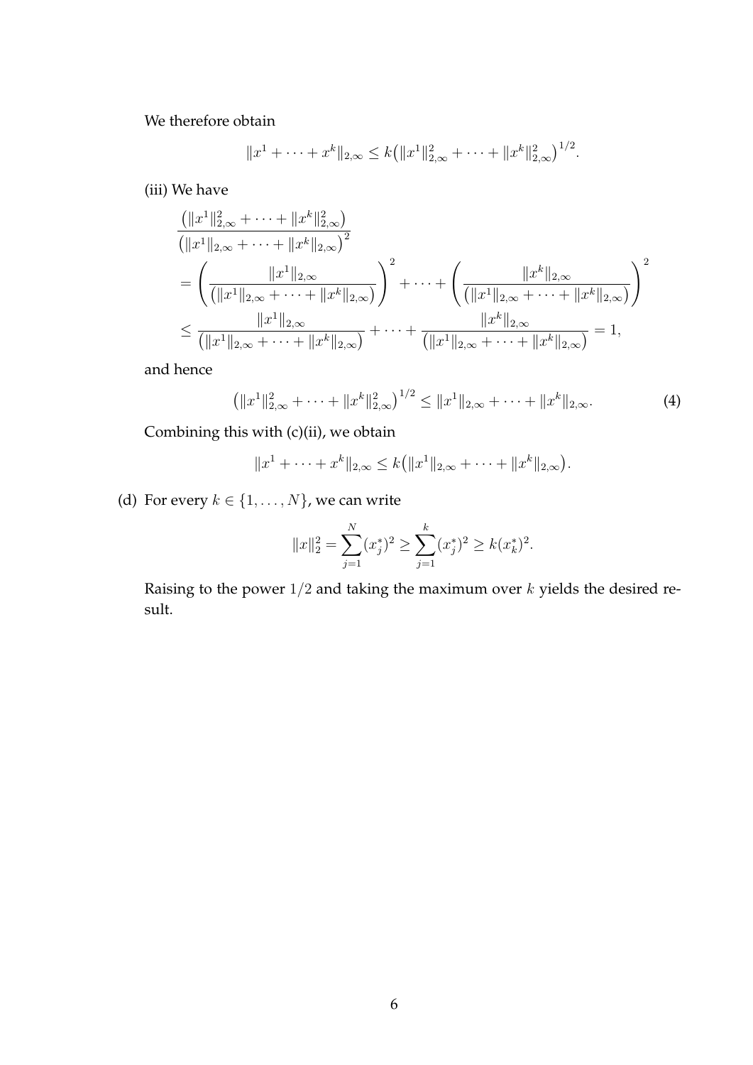We therefore obtain

$$\|x^1 + \cdots + x^k\|_{2,\infty} \leq k\big(\|x^1\|_{2,\infty}^2 + \cdots + \|x^k\|_{2,\infty}^2\big)^{1/2}.$$

(iii) We have

$$\begin{aligned}
&\frac{\big(\|x^1\|_{2,\infty}^2 + \cdots + \|x^k\|_{2,\infty}^2\big)}{\big(\|x^1\|_{2,\infty} + \cdots + \|x^k\|_{2,\infty}\big)^2} \\
&= \left(\frac{\|x^1\|_{2,\infty}}{\big(\|x^1\|_{2,\infty} + \cdots + \|x^k\|_{2,\infty}\big)}\right)^2 + \cdots + \left(\frac{\|x^k\|_{2,\infty}}{\big(\|x^1\|_{2,\infty} + \cdots + \|x^k\|_{2,\infty}\big)}\right)^2 \\
&\leq \frac{\|x^1\|_{2,\infty}}{\big(\|x^1\|_{2,\infty} + \cdots + \|x^k\|_{2,\infty}\big)} + \cdots + \frac{\|x^k\|_{2,\infty}}{\big(\|x^1\|_{2,\infty} + \cdots + \|x^k\|_{2,\infty}\big)} = 1,
\end{aligned}$$

and hence

$$\big(\|x^1\|_{2,\infty}^2 + \cdots + \|x^k\|_{2,\infty}^2\big)^{1/2} \leq \|x^1\|_{2,\infty} + \cdots + \|x^k\|_{2,\infty}. \tag{4}$$

Combining this with (c)(ii), we obtain

$$\|x^1 + \cdots + x^k\|_{2,\infty} \leq k\big(\|x^1\|_{2,\infty} + \cdots + \|x^k\|_{2,\infty}\big).$$

(d) For every $k \in \{1, \ldots, N\}$, we can write

$$\|x\|_2^2 = \sum_{j=1}^{N} (x_j^*)^2 \geq \sum_{j=1}^{k} (x_j^*)^2 \geq k(x_k^*)^2.$$

Raising to the power $1/2$ and taking the maximum over $k$ yields the desired result.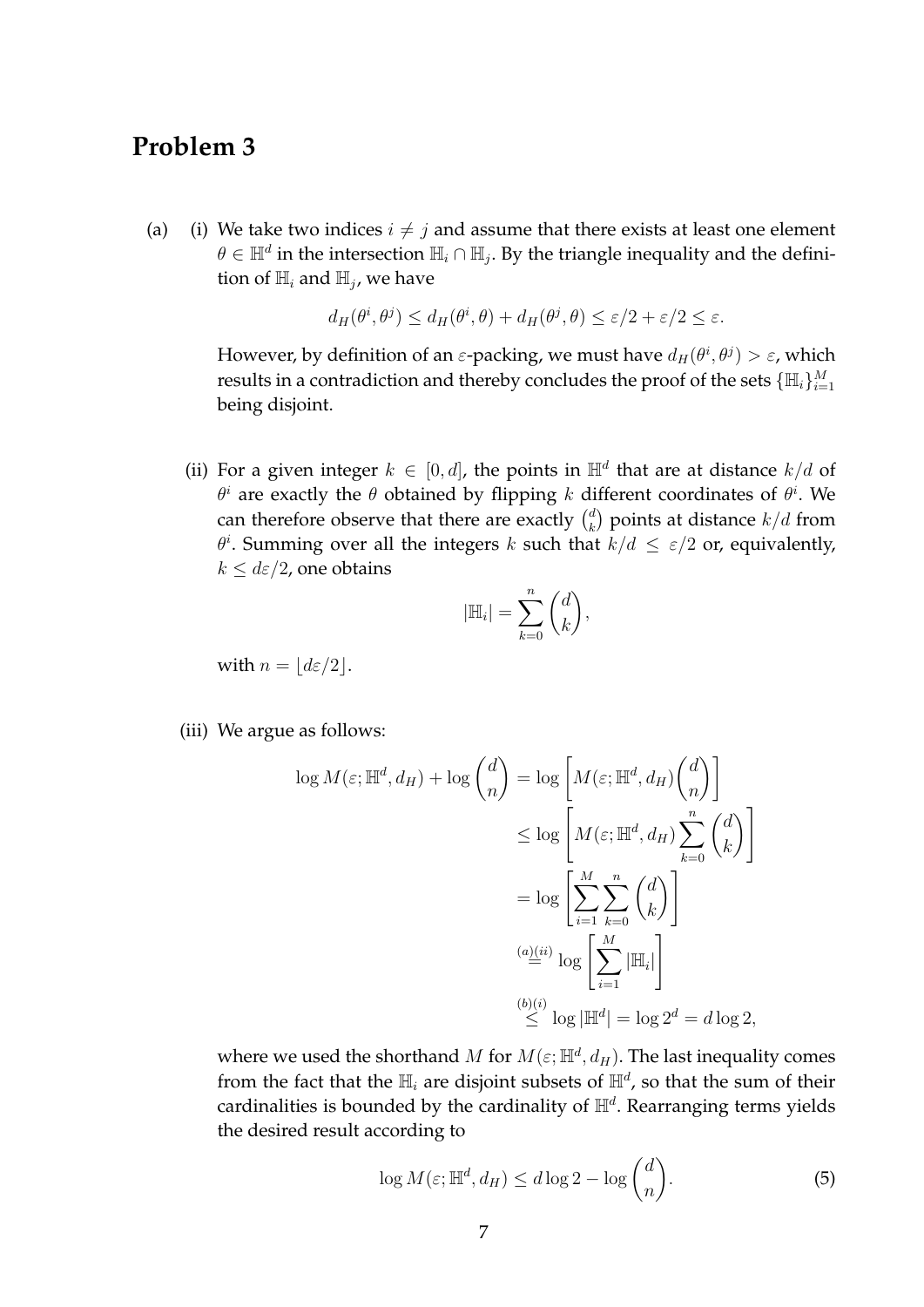# Problem 3

(a) (i) We take two indices $i \neq j$ and assume that there exists at least one element $\theta \in \mathbb{H}^d$ in the intersection $\mathbb{H}_i \cap \mathbb{H}_j$. By the triangle inequality and the definition of $\mathbb{H}_i$ and $\mathbb{H}_j$, we have

$$d_H(\theta^i, \theta^j) \leq d_H(\theta^i, \theta) + d_H(\theta^j, \theta) \leq \varepsilon/2 + \varepsilon/2 \leq \varepsilon.$$

However, by definition of an $\varepsilon$-packing, we must have $d_H(\theta^i, \theta^j) > \varepsilon$, which results in a contradiction and thereby concludes the proof of the sets $\{\mathbb{H}_i\}_{i=1}^M$ being disjoint.

(ii) For a given integer $k \in [0, d]$, the points in $\mathbb{H}^d$ that are at distance $k/d$ of $\theta^i$ are exactly the $\theta$ obtained by flipping $k$ different coordinates of $\theta^i$. We can therefore observe that there are exactly $\binom{d}{k}$ points at distance $k/d$ from $\theta^i$. Summing over all the integers $k$ such that $k/d \leq \varepsilon/2$ or, equivalently, $k \leq d\varepsilon/2$, one obtains

$$|\mathbb{H}_i| = \sum_{k=0}^{n} \binom{d}{k},$$

with $n = \lfloor d\varepsilon/2 \rfloor$.

(iii) We argue as follows:

$$\begin{aligned}
\log M(\varepsilon; \mathbb{H}^d, d_H) + \log \binom{d}{n} &= \log \left[ M(\varepsilon; \mathbb{H}^d, d_H) \binom{d}{n} \right] \\
&\leq \log \left[ M(\varepsilon; \mathbb{H}^d, d_H) \sum_{k=0}^{n} \binom{d}{k} \right] \\
&= \log \left[ \sum_{i=1}^{M} \sum_{k=0}^{n} \binom{d}{k} \right] \\
&\overset{(a)(ii)}{=} \log \left[ \sum_{i=1}^{M} |\mathbb{H}_i| \right] \\
&\overset{(b)(i)}{\leq} \log |\mathbb{H}^d| = \log 2^d = d \log 2,
\end{aligned}$$

where we used the shorthand $M$ for $M(\varepsilon; \mathbb{H}^d, d_H)$. The last inequality comes from the fact that the $\mathbb{H}_i$ are disjoint subsets of $\mathbb{H}^d$, so that the sum of their cardinalities is bounded by the cardinality of $\mathbb{H}^d$. Rearranging terms yields the desired result according to

$$\log M(\varepsilon; \mathbb{H}^d, d_H) \leq d \log 2 - \log \binom{d}{n}. \tag{5}$$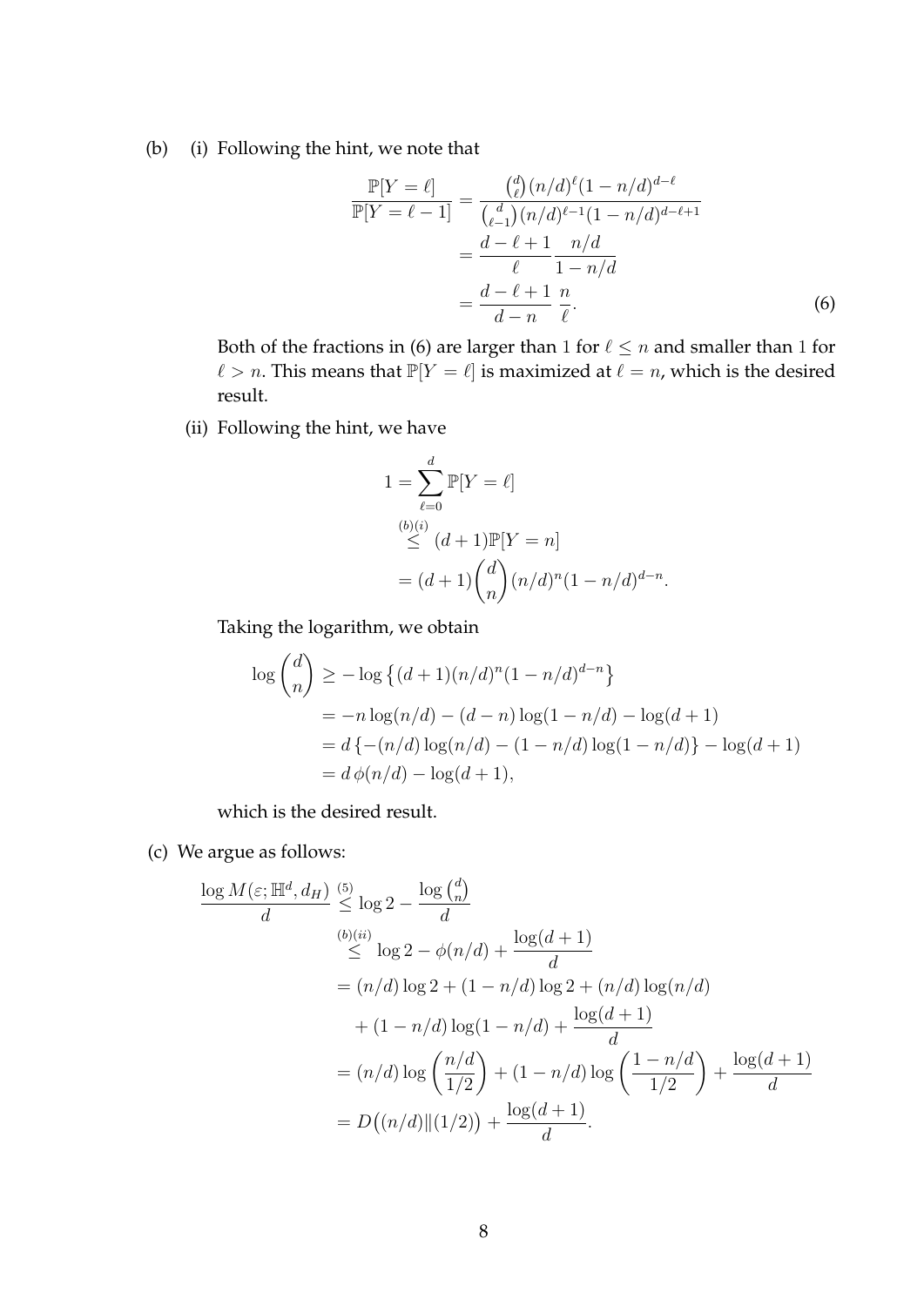(b) (i) Following the hint, we note that

$$
\begin{aligned}
\frac{\mathbb{P}[Y=\ell]}{\mathbb{P}[Y=\ell-1]} &= \frac{\binom{d}{\ell}(n/d)^{\ell}(1-n/d)^{d-\ell}}{\binom{d}{\ell-1}(n/d)^{\ell-1}(1-n/d)^{d-\ell+1}} \\
&= \frac{d-\ell+1}{\ell}\,\frac{n/d}{1-n/d} \\
&= \frac{d-\ell+1}{d-n}\;\frac{n}{\ell}. \qquad (6)
\end{aligned}
$$

Both of the fractions in (6) are larger than 1 for $\ell \leq n$ and smaller than 1 for $\ell > n$. This means that $\mathbb{P}[Y=\ell]$ is maximized at $\ell = n$, which is the desired result.

(ii) Following the hint, we have

$$
\begin{aligned}
1 &= \sum_{\ell=0}^{d} \mathbb{P}[Y=\ell] \\
&\overset{(b)(i)}{\leq} (d+1)\mathbb{P}[Y=n] \\
&= (d+1)\binom{d}{n}(n/d)^{n}(1-n/d)^{d-n}.
\end{aligned}
$$

Taking the logarithm, we obtain

$$
\begin{aligned}
\log\binom{d}{n} &\geq -\log\left\{(d+1)(n/d)^{n}(1-n/d)^{d-n}\right\} \\
&= -n\log(n/d) - (d-n)\log(1-n/d) - \log(d+1) \\
&= d\left\{-(n/d)\log(n/d) - (1-n/d)\log(1-n/d)\right\} - \log(d+1) \\
&= d\,\phi(n/d) - \log(d+1),
\end{aligned}
$$

which is the desired result.

(c) We argue as follows:

$$
\begin{aligned}
\frac{\log M(\varepsilon; \mathbb{H}^d, d_H)}{d} &\overset{(5)}{\leq} \log 2 - \frac{\log\binom{d}{n}}{d} \\
&\overset{(b)(ii)}{\leq} \log 2 - \phi(n/d) + \frac{\log(d+1)}{d} \\
&= (n/d)\log 2 + (1-n/d)\log 2 + (n/d)\log(n/d) \\
&\quad + (1-n/d)\log(1-n/d) + \frac{\log(d+1)}{d} \\
&= (n/d)\log\left(\frac{n/d}{1/2}\right) + (1-n/d)\log\left(\frac{1-n/d}{1/2}\right) + \frac{\log(d+1)}{d} \\
&= D\big((n/d)\|(1/2)\big) + \frac{\log(d+1)}{d}.
\end{aligned}
$$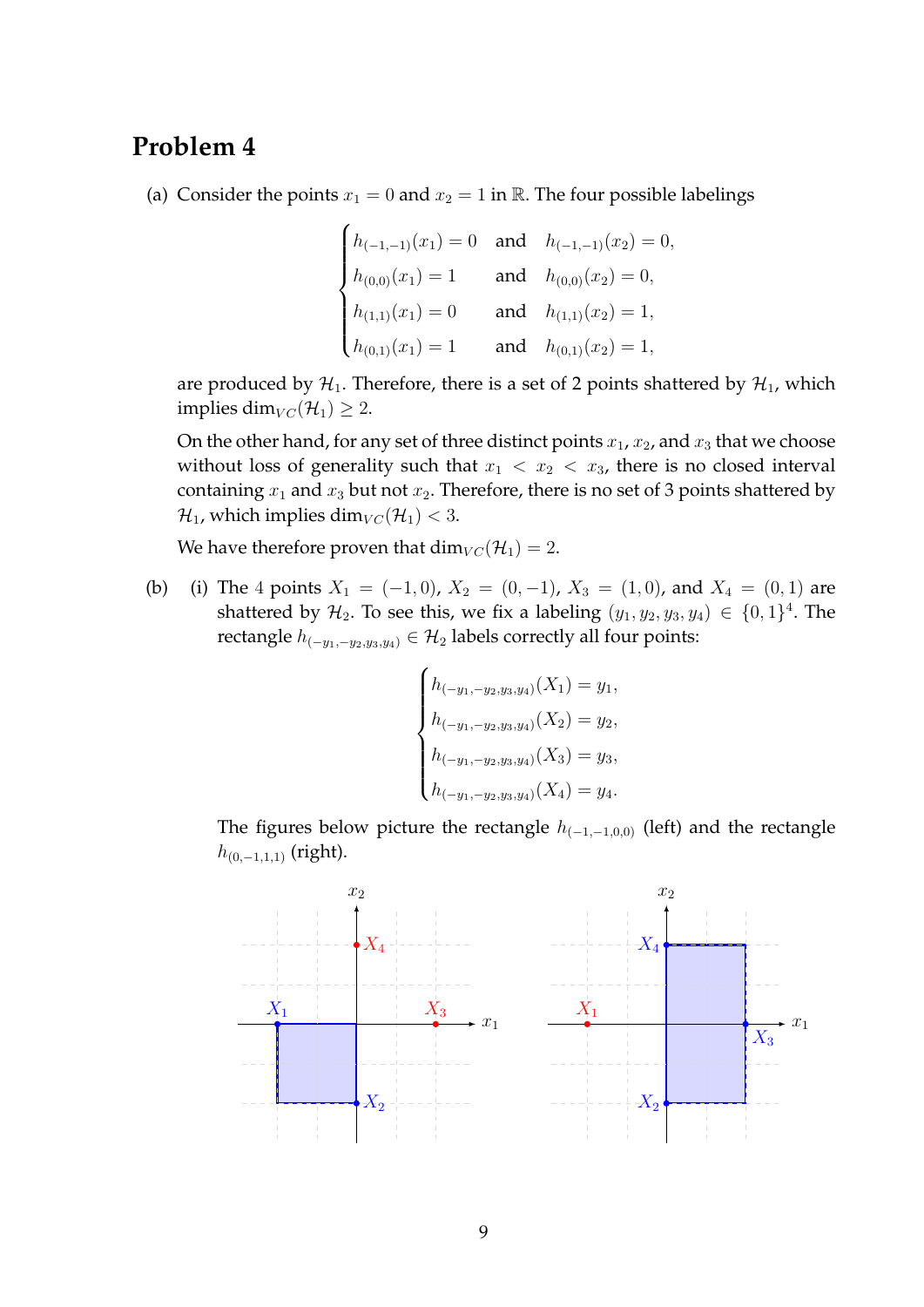## Problem 4

(a) Consider the points $x_1 = 0$ and $x_2 = 1$ in $\mathbb{R}$. The four possible labelings

$$
\begin{cases}
h_{(-1,-1)}(x_1) = 0 & \text{and} \quad h_{(-1,-1)}(x_2) = 0, \\
h_{(0,0)}(x_1) = 1 & \text{and} \quad h_{(0,0)}(x_2) = 0, \\
h_{(1,1)}(x_1) = 0 & \text{and} \quad h_{(1,1)}(x_2) = 1, \\
h_{(0,1)}(x_1) = 1 & \text{and} \quad h_{(0,1)}(x_2) = 1,
\end{cases}
$$

are produced by $\mathcal{H}_1$. Therefore, there is a set of 2 points shattered by $\mathcal{H}_1$, which implies $\dim_{VC}(\mathcal{H}_1) \geq 2$.

On the other hand, for any set of three distinct points $x_1$, $x_2$, and $x_3$ that we choose without loss of generality such that $x_1 < x_2 < x_3$, there is no closed interval containing $x_1$ and $x_3$ but not $x_2$. Therefore, there is no set of 3 points shattered by $\mathcal{H}_1$, which implies $\dim_{VC}(\mathcal{H}_1) < 3$.

We have therefore proven that $\dim_{VC}(\mathcal{H}_1) = 2$.

(b) (i) The 4 points $X_1 = (-1, 0)$, $X_2 = (0, -1)$, $X_3 = (1, 0)$, and $X_4 = (0, 1)$ are shattered by $\mathcal{H}_2$. To see this, we fix a labeling $(y_1, y_2, y_3, y_4) \in \{0, 1\}^4$. The rectangle $h_{(-y_1,-y_2,y_3,y_4)} \in \mathcal{H}_2$ labels correctly all four points:

$$
\begin{cases}
h_{(-y_1,-y_2,y_3,y_4)}(X_1) = y_1, \\
h_{(-y_1,-y_2,y_3,y_4)}(X_2) = y_2, \\
h_{(-y_1,-y_2,y_3,y_4)}(X_3) = y_3, \\
h_{(-y_1,-y_2,y_3,y_4)}(X_4) = y_4.
\end{cases}
$$

The figures below picture the rectangle $h_{(-1,-1,0,0)}$ (left) and the rectangle $h_{(0,-1,1,1)}$ (right).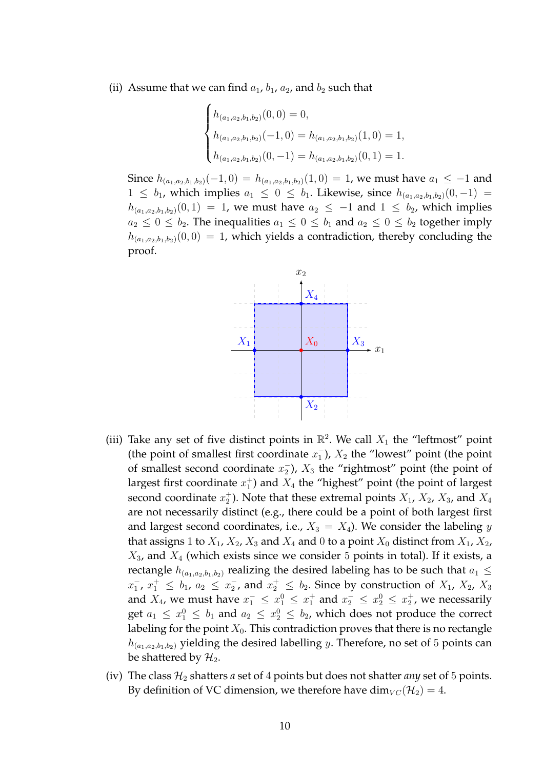(ii) Assume that we can find $a_1$, $b_1$, $a_2$, and $b_2$ such that

$$\begin{cases} h_{(a_1,a_2,b_1,b_2)}(0,0) = 0, \\ h_{(a_1,a_2,b_1,b_2)}(-1,0) = h_{(a_1,a_2,b_1,b_2)}(1,0) = 1, \\ h_{(a_1,a_2,b_1,b_2)}(0,-1) = h_{(a_1,a_2,b_1,b_2)}(0,1) = 1. \end{cases}$$

Since $h_{(a_1,a_2,b_1,b_2)}(-1,0) = h_{(a_1,a_2,b_1,b_2)}(1,0) = 1$, we must have $a_1 \leq -1$ and $1 \leq b_1$, which implies $a_1 \leq 0 \leq b_1$. Likewise, since $h_{(a_1,a_2,b_1,b_2)}(0,-1) = h_{(a_1,a_2,b_1,b_2)}(0,1) = 1$, we must have $a_2 \leq -1$ and $1 \leq b_2$, which implies $a_2 \leq 0 \leq b_2$. The inequalities $a_1 \leq 0 \leq b_1$ and $a_2 \leq 0 \leq b_2$ together imply $h_{(a_1,a_2,b_1,b_2)}(0,0) = 1$, which yields a contradiction, thereby concluding the proof.

$x_2$
$X_4$
$X_1$
$X_0$
$X_3$
$x_1$
$X_2$

(iii) Take any set of five distinct points in $\mathbb{R}^2$. We call $X_1$ the "leftmost" point (the point of smallest first coordinate $x_1^-$), $X_2$ the "lowest" point (the point of smallest second coordinate $x_2^-$), $X_3$ the "rightmost" point (the point of largest first coordinate $x_1^+$) and $X_4$ the "highest" point (the point of largest second coordinate $x_2^+$). Note that these extremal points $X_1$, $X_2$, $X_3$, and $X_4$ are not necessarily distinct (e.g., there could be a point of both largest first and largest second coordinates, i.e., $X_3 = X_4$). We consider the labeling $y$ that assigns $1$ to $X_1$, $X_2$, $X_3$ and $X_4$ and $0$ to a point $X_0$ distinct from $X_1$, $X_2$, $X_3$, and $X_4$ (which exists since we consider $5$ points in total). If it exists, a rectangle $h_{(a_1,a_2,b_1,b_2)}$ realizing the desired labeling has to be such that $a_1 \leq x_1^-$, $x_1^+ \leq b_1$, $a_2 \leq x_2^-$, and $x_2^+ \leq b_2$. Since by construction of $X_1$, $X_2$, $X_3$ and $X_4$, we must have $x_1^- \leq x_1^0 \leq x_1^+$ and $x_2^- \leq x_2^0 \leq x_2^+$, we necessarily get $a_1 \leq x_1^0 \leq b_1$ and $a_2 \leq x_2^0 \leq b_2$, which does not produce the correct labeling for the point $X_0$. This contradiction proves that there is no rectangle $h_{(a_1,a_2,b_1,b_2)}$ yielding the desired labelling $y$. Therefore, no set of $5$ points can be shattered by $\mathcal{H}_2$.

(iv) The class $\mathcal{H}_2$ shatters *a* set of $4$ points but does not shatter *any* set of $5$ points. By definition of VC dimension, we therefore have $\dim_{VC}(\mathcal{H}_2) = 4$.